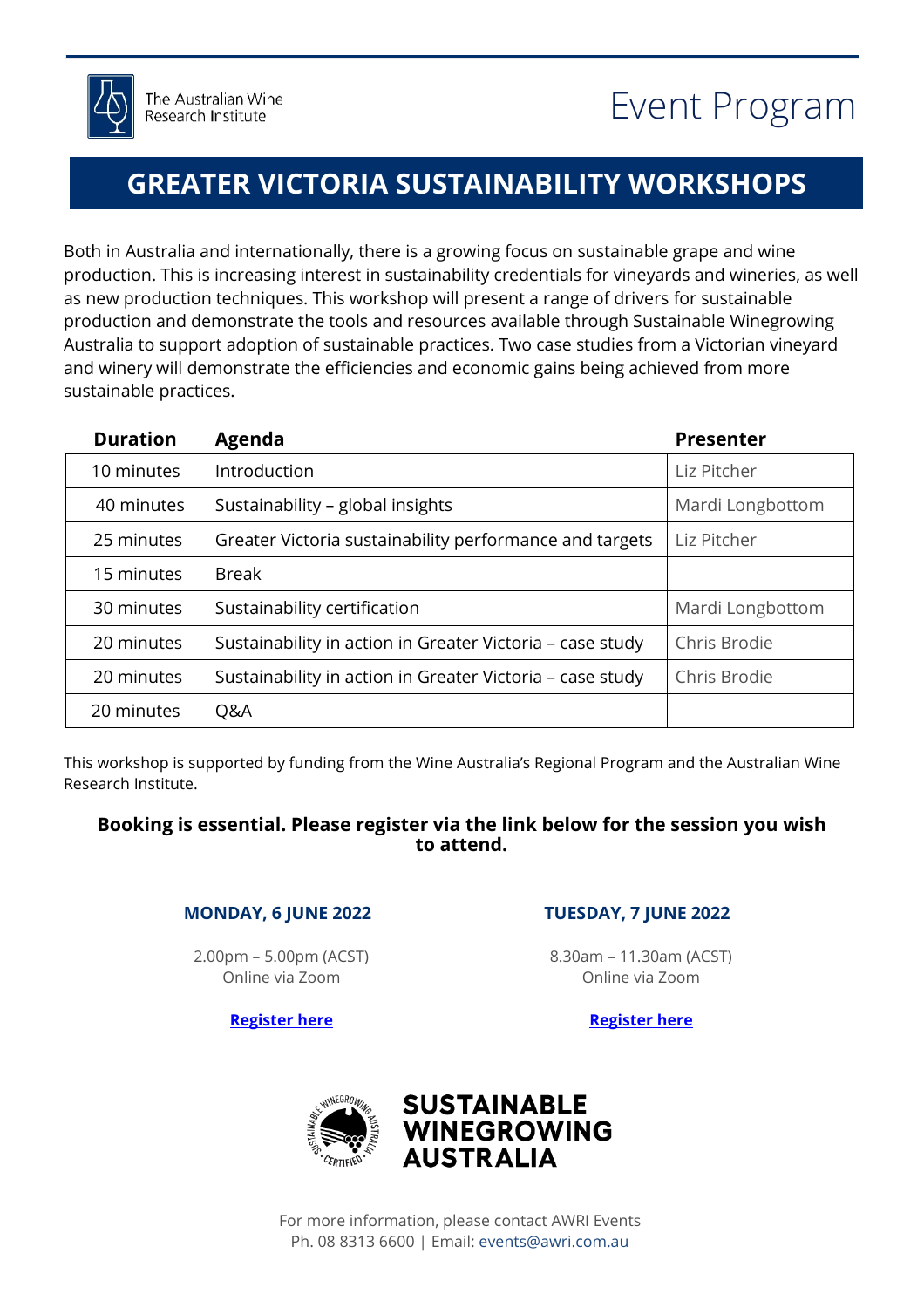The Australian Wine Research Institute

# Event Program

## GREATER VICTORIA SUSTAINABILITY WORKSHOPS

Both in Australia and internationally, there is a growing focus on sustainable grape and wine production. This is increasing interest in sustainability credentials for vineyards and wineries, as well as new production techniques. This workshop will present a range of drivers for sustainable production and demonstrate the tools and resources available through Sustainable Winegrowing Australia to support adoption of sustainable practices. Two case studies from a Victorian vineyard and winery will demonstrate the efficiencies and economic gains being achieved from more sustainable practices.

| Duration | Agenda | Presenter |
|---|---|---|
| 10 minutes | Introduction | Liz Pitcher |
| 40 minutes | Sustainability – global insights | Mardi Longbottom |
| 25 minutes | Greater Victoria sustainability performance and targets | Liz Pitcher |
| 15 minutes | Break | |
| 30 minutes | Sustainability certification | Mardi Longbottom |
| 20 minutes | Sustainability in action in Greater Victoria – case study | Chris Brodie |
| 20 minutes | Sustainability in action in Greater Victoria – case study | Chris Brodie |
| 20 minutes | Q&A | |

This workshop is supported by funding from the Wine Australia's Regional Program and the Australian Wine Research Institute.

**Booking is essential. Please register via the link below for the session you wish to attend.**

**MONDAY, 6 JUNE 2022**

2.00pm – 5.00pm (ACST)
Online via Zoom

**Register here**

**TUESDAY, 7 JUNE 2022**

8.30am – 11.30am (ACST)
Online via Zoom

**Register here**

SUSTAINABLE WINEGROWING AUSTRALIA

For more information, please contact AWRI Events
Ph. 08 8313 6600 | Email: events@awri.com.au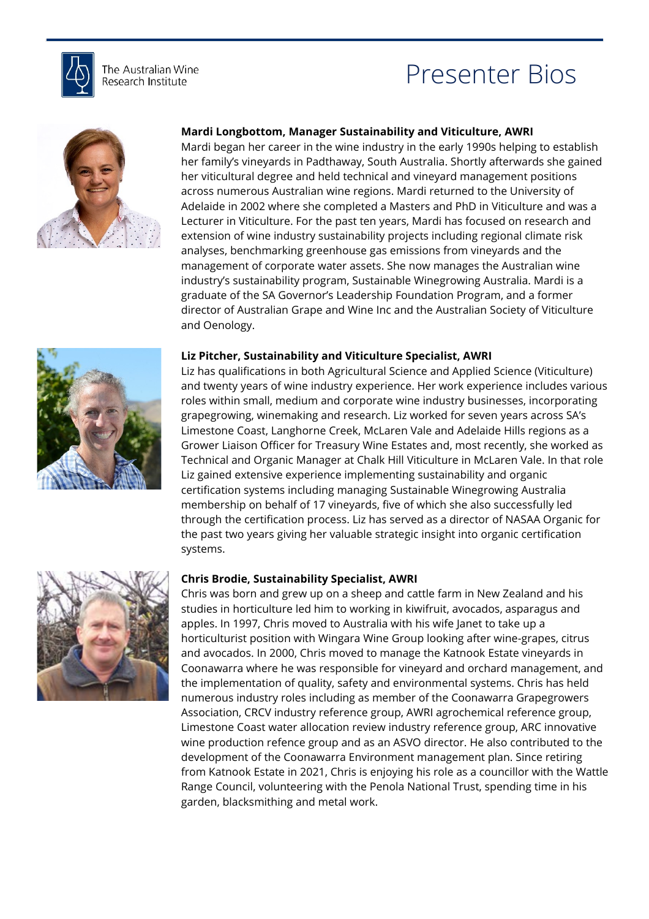# Presenter Bios

**Mardi Longbottom, Manager Sustainability and Viticulture, AWRI**
Mardi began her career in the wine industry in the early 1990s helping to establish her family's vineyards in Padthaway, South Australia. Shortly afterwards she gained her viticultural degree and held technical and vineyard management positions across numerous Australian wine regions. Mardi returned to the University of Adelaide in 2002 where she completed a Masters and PhD in Viticulture and was a Lecturer in Viticulture. For the past ten years, Mardi has focused on research and extension of wine industry sustainability projects including regional climate risk analyses, benchmarking greenhouse gas emissions from vineyards and the management of corporate water assets. She now manages the Australian wine industry's sustainability program, Sustainable Winegrowing Australia. Mardi is a graduate of the SA Governor's Leadership Foundation Program, and a former director of Australian Grape and Wine Inc and the Australian Society of Viticulture and Oenology.

**Liz Pitcher, Sustainability and Viticulture Specialist, AWRI**
Liz has qualifications in both Agricultural Science and Applied Science (Viticulture) and twenty years of wine industry experience. Her work experience includes various roles within small, medium and corporate wine industry businesses, incorporating grapegrowing, winemaking and research. Liz worked for seven years across SA's Limestone Coast, Langhorne Creek, McLaren Vale and Adelaide Hills regions as a Grower Liaison Officer for Treasury Wine Estates and, most recently, she worked as Technical and Organic Manager at Chalk Hill Viticulture in McLaren Vale. In that role Liz gained extensive experience implementing sustainability and organic certification systems including managing Sustainable Winegrowing Australia membership on behalf of 17 vineyards, five of which she also successfully led through the certification process. Liz has served as a director of NASAA Organic for the past two years giving her valuable strategic insight into organic certification systems.

**Chris Brodie, Sustainability Specialist, AWRI**
Chris was born and grew up on a sheep and cattle farm in New Zealand and his studies in horticulture led him to working in kiwifruit, avocados, asparagus and apples. In 1997, Chris moved to Australia with his wife Janet to take up a horticulturist position with Wingara Wine Group looking after wine-grapes, citrus and avocados. In 2000, Chris moved to manage the Katnook Estate vineyards in Coonawarra where he was responsible for vineyard and orchard management, and the implementation of quality, safety and environmental systems. Chris has held numerous industry roles including as member of the Coonawarra Grapegrowers Association, CRCV industry reference group, AWRI agrochemical reference group, Limestone Coast water allocation review industry reference group, ARC innovative wine production refence group and as an ASVO director. He also contributed to the development of the Coonawarra Environment management plan. Since retiring from Katnook Estate in 2021, Chris is enjoying his role as a councillor with the Wattle Range Council, volunteering with the Penola National Trust, spending time in his garden, blacksmithing and metal work.